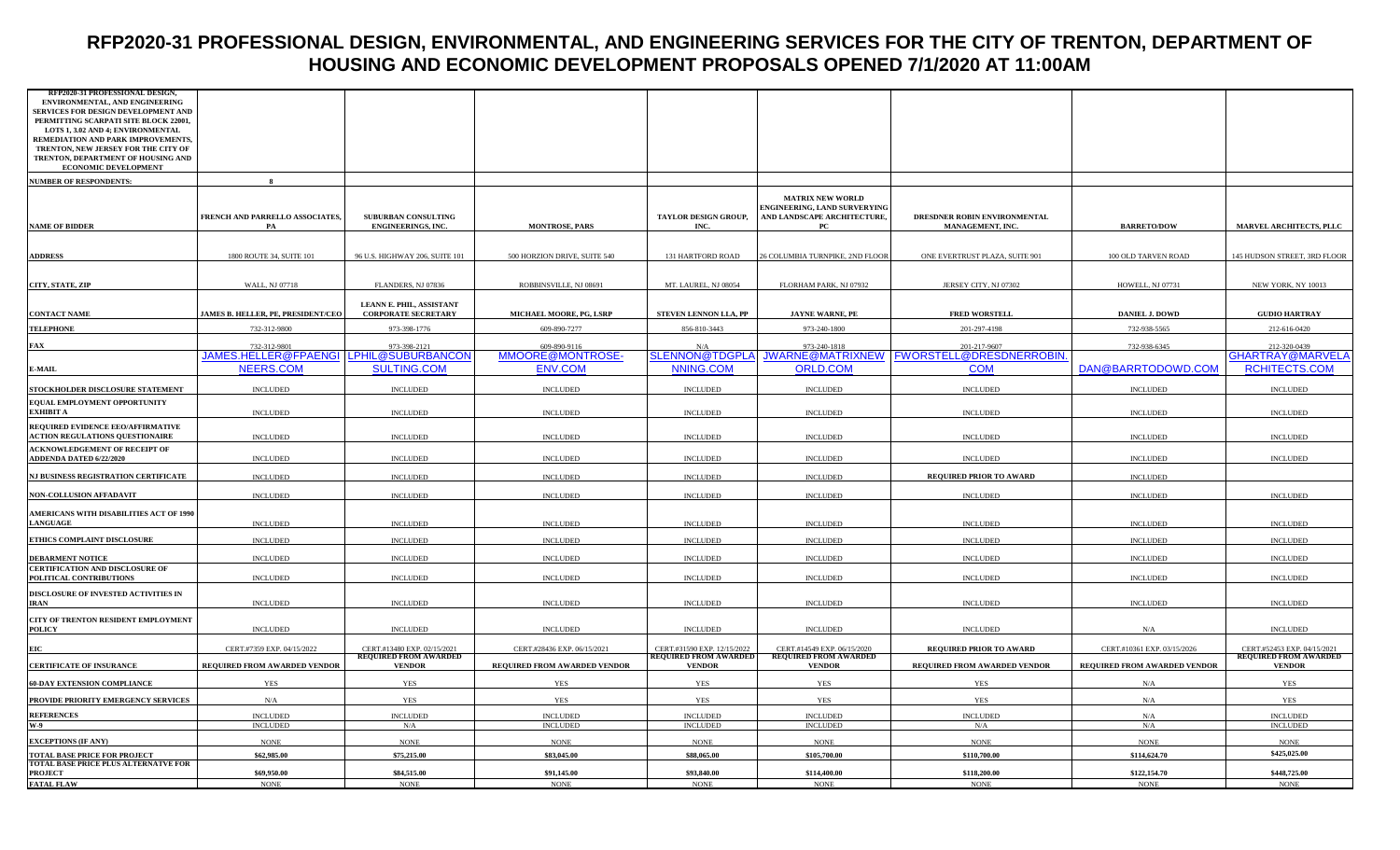# RFP2020-31 PROFESSIONAL DESIGN, ENVIRONMENTAL, AND ENGINEERING SERVICES FOR THE CITY OF TRENTON, DEPARTMENT OF HOUSING AND ECONOMIC DEVELOPMENT PROPOSALS OPENED 7/1/2020 AT 11:00AM

| RFP2020-31 PROFESSIONAL DESIGN, ENVIRONMENTAL, AND ENGINEERING SERVICES FOR DESIGN DEVELOPMENT AND PERMITTING SCARPATI SITE BLOCK 22001, LOTS 1, 3.02 AND 4; ENVIRONMENTAL REMEDIATION AND PARK IMPROVEMENTS, TRENTON, NEW JERSEY FOR THE CITY OF TRENTON, DEPARTMENT OF HOUSING AND ECONOMIC DEVELOPMENT | | | | | | | | |
|---|---|---|---|---|---|---|---|---|
| NUMBER OF RESPONDENTS: | 8 | | | | | | | |
| NAME OF BIDDER | FRENCH AND PARRELLO ASSOCIATES, PA | SUBURBAN CONSULTING ENGINEERINGS, INC. | MONTROSE, PARS | TAYLOR DESIGN GROUP, INC. | MATRIX NEW WORLD ENGINEERING, LAND SURVERYING AND LANDSCAPE ARCHITECTURE, PC | DRESDNER ROBIN ENVIRONMENTAL MANAGEMENT, INC. | BARRETO/DOW | MARVEL ARCHITECTS, PLLC |
| ADDRESS | 1800 ROUTE 34, SUITE 101 | 96 U.S. HIGHWAY 206, SUITE 101 | 500 HORZION DRIVE, SUITE 540 | 131 HARTFORD ROAD | 26 COLUMBIA TURNPIKE, 2ND FLOOR | ONE EVERTRUST PLAZA, SUITE 901 | 100 OLD TARVEN ROAD | 145 HUDSON STREET, 3RD FLOOR |
| CITY, STATE, ZIP | WALL, NJ 07718 | FLANDERS, NJ 07836 | ROBBINSVILLE, NJ 08691 | MT. LAUREL, NJ 08054 | FLORHAM PARK, NJ 07932 | JERSEY CITY, NJ 07302 | HOWELL, NJ 07731 | NEW YORK, NY 10013 |
| CONTACT NAME | JAMES B. HELLER, PE, PRESIDENT/CEO | LEANN E. PHIL, ASSISTANT CORPORATE SECRETARY | MICHAEL MOORE, PG, LSRP | STEVEN LENNON LLA, PP | JAYNE WARNE, PE | FRED WORSTELL | DANIEL J. DOWD | GUDIO HARTRAY |
| TELEPHONE | 732-312-9800 | 973-398-1776 | 609-890-7277 | 856-810-3443 | 973-240-1800 | 201-297-4198 | 732-938-5565 | 212-616-0420 |
| FAX | 732-312-9801 | 973-398-2121 | 609-890-9116 | N/A | 973-240-1818 | 201-217-9607 | 732-938-6345 | 212-320-0439 |
| E-MAIL | JAMES.HELLER@FPAENGINEERS.COM | LPHIL@SUBURBANCONSULTING.COM | MMOORE@MONTROSE-ENV.COM | SLENNON@TDGPLANNING.COM | JWARNE@MATRIXNEWORLD.COM | FWORSTELL@DRESDNERROBIN.COM | DAN@BARRTODOWD.COM | GHARTRAY@MARVELARCHITECTS.COM |
| STOCKHOLDER DISCLOSURE STATEMENT | INCLUDED | INCLUDED | INCLUDED | INCLUDED | INCLUDED | INCLUDED | INCLUDED | INCLUDED |
| EQUAL EMPLOYMENT OPPORTUNITY EXHIBIT A | INCLUDED | INCLUDED | INCLUDED | INCLUDED | INCLUDED | INCLUDED | INCLUDED | INCLUDED |
| REQUIRED EVIDENCE EEO/AFFIRMATIVE ACTION REGULATIONS QUESTIONAIRE | INCLUDED | INCLUDED | INCLUDED | INCLUDED | INCLUDED | INCLUDED | INCLUDED | INCLUDED |
| ACKNOWLEDGEMENT OF RECEIPT OF ADDENDA DATED 6/22/2020 | INCLUDED | INCLUDED | INCLUDED | INCLUDED | INCLUDED | INCLUDED | INCLUDED | INCLUDED |
| NJ BUSINESS REGISTRATION CERTIFICATE | INCLUDED | INCLUDED | INCLUDED | INCLUDED | INCLUDED | REQUIRED PRIOR TO AWARD | INCLUDED | INCLUDED |
| NON-COLLUSION AFFADAVIT | INCLUDED | INCLUDED | INCLUDED | INCLUDED | INCLUDED | INCLUDED | INCLUDED | INCLUDED |
| AMERICANS WITH DISABILITIES ACT OF 1990 LANGUAGE | INCLUDED | INCLUDED | INCLUDED | INCLUDED | INCLUDED | INCLUDED | INCLUDED | INCLUDED |
| ETHICS COMPLAINT DISCLOSURE | INCLUDED | INCLUDED | INCLUDED | INCLUDED | INCLUDED | INCLUDED | INCLUDED | INCLUDED |
| DEBARMENT NOTICE | INCLUDED | INCLUDED | INCLUDED | INCLUDED | INCLUDED | INCLUDED | INCLUDED | INCLUDED |
| CERTIFICATION AND DISCLOSURE OF POLITICAL CONTRIBUTIONS | INCLUDED | INCLUDED | INCLUDED | INCLUDED | INCLUDED | INCLUDED | INCLUDED | INCLUDED |
| DISCLOSURE OF INVESTED ACTIVITIES IN IRAN | INCLUDED | INCLUDED | INCLUDED | INCLUDED | INCLUDED | INCLUDED | INCLUDED | INCLUDED |
| CITY OF TRENTON RESIDENT EMPLOYMENT POLICY | INCLUDED | INCLUDED | INCLUDED | INCLUDED | INCLUDED | INCLUDED | N/A | INCLUDED |
| EIC | CERT.#7359 EXP. 04/15/2022 | CERT.#13480 EXP. 02/15/2021 | CERT.#28436 EXP. 06/15/2021 | CERT.#31590 EXP. 12/15/2022 | CERT.#14549 EXP. 06/15/2020 | REQUIRED PRIOR TO AWARD | CERT.#10361 EXP. 03/15/2026 | CERT.#52453 EXP. 04/15/2021 |
| CERTIFICATE OF INSURANCE | REQUIRED FROM AWARDED VENDOR | REQUIRED FROM AWARDED VENDOR | REQUIRED FROM AWARDED VENDOR | REQUIRED FROM AWARDED VENDOR | REQUIRED FROM AWARDED VENDOR | REQUIRED FROM AWARDED VENDOR | REQUIRED FROM AWARDED VENDOR | REQUIRED FROM AWARDED VENDOR |
| 60-DAY EXTENSION COMPLIANCE | YES | YES | YES | YES | YES | YES | N/A | YES |
| PROVIDE PRIORITY EMERGENCY SERVICES | N/A | YES | YES | YES | YES | YES | N/A | YES |
| REFERENCES | INCLUDED | INCLUDED | INCLUDED | INCLUDED | INCLUDED | INCLUDED | N/A | INCLUDED |
| W-9 | INCLUDED | N/A | INCLUDED | INCLUDED | INCLUDED | N/A | N/A | INCLUDED |
| EXCEPTIONS (IF ANY) | NONE | NONE | NONE | NONE | NONE | NONE | NONE | NONE |
| TOTAL BASE PRICE FOR PROJECT | $62,985.00 | $75,215.00 | $83,045.00 | $88,065.00 | $105,700.00 | $110,700.00 | $114,624.70 | $425,025.00 |
| TOTAL BASE PRICE PLUS ALTERNATVE FOR PROJECT | $69,950.00 | $84,515.00 | $91,145.00 | $93,840.00 | $114,400.00 | $118,200.00 | $122,154.70 | $448,725.00 |
| FATAL FLAW | NONE | NONE | NONE | NONE | NONE | NONE | NONE | NONE |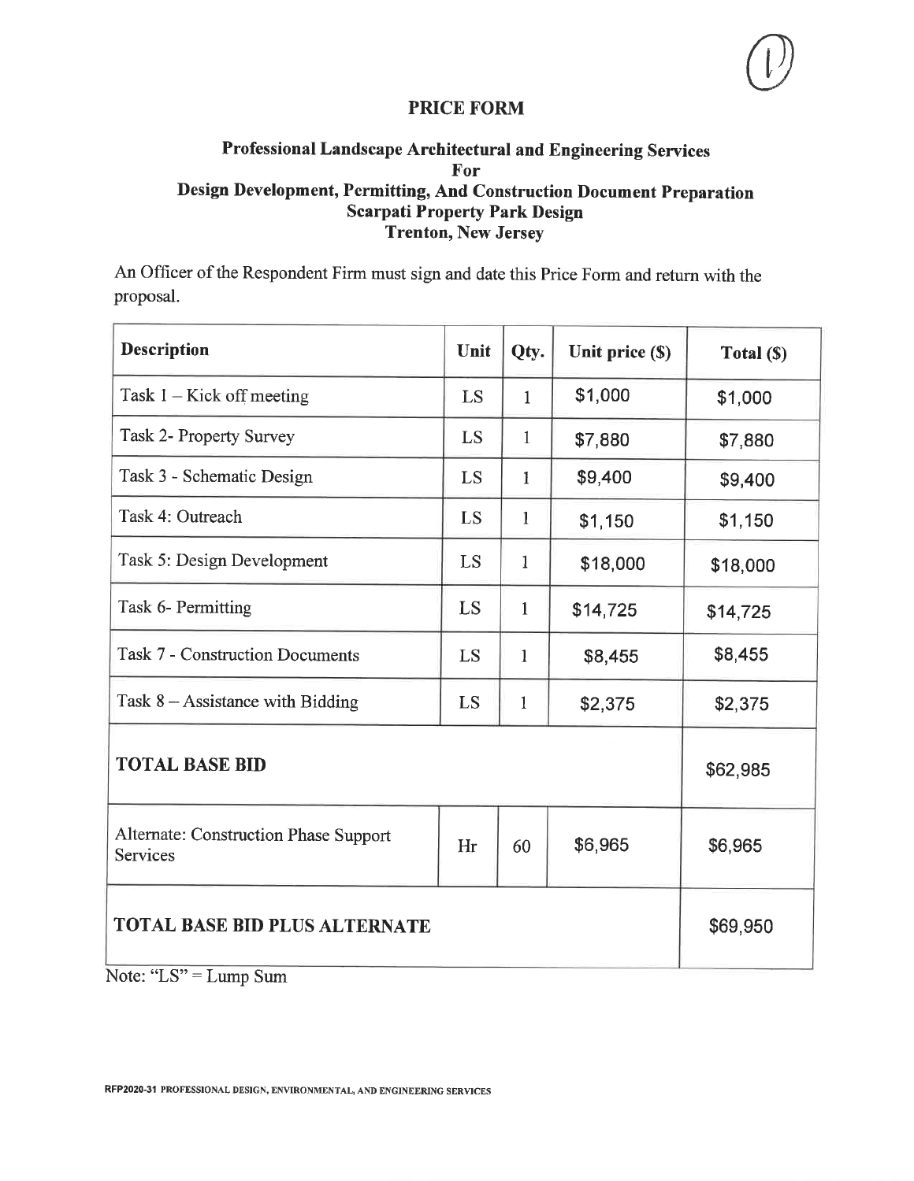## PRICE FORM

### Professional Landscape Architectural and Engineering Services For Design Development, Permitting, And Construction Document Preparation Scarpati Property Park Design Trenton, New Jersey

An Officer of the Respondent Firm must sign and date this Price Form and return with the proposal.

| Description | Unit | Qty. | Unit price ($) | Total ($) |
|---|---|---|---|---|
| Task 1 – Kick off meeting | LS | 1 | $1,000 | $1,000 |
| Task 2- Property Survey | LS | 1 | $7,880 | $7,880 |
| Task 3 - Schematic Design | LS | 1 | $9,400 | $9,400 |
| Task 4: Outreach | LS | 1 | $1,150 | $1,150 |
| Task 5: Design Development | LS | 1 | $18,000 | $18,000 |
| Task 6- Permitting | LS | 1 | $14,725 | $14,725 |
| Task 7 - Construction Documents | LS | 1 | $8,455 | $8,455 |
| Task 8 – Assistance with Bidding | LS | 1 | $2,375 | $2,375 |
| **TOTAL BASE BID** | | | | $62,985 |
| Alternate: Construction Phase Support Services | Hr | 60 | $6,965 | $6,965 |
| **TOTAL BASE BID PLUS ALTERNATE** | | | | $69,950 |

Note: "LS" = Lump Sum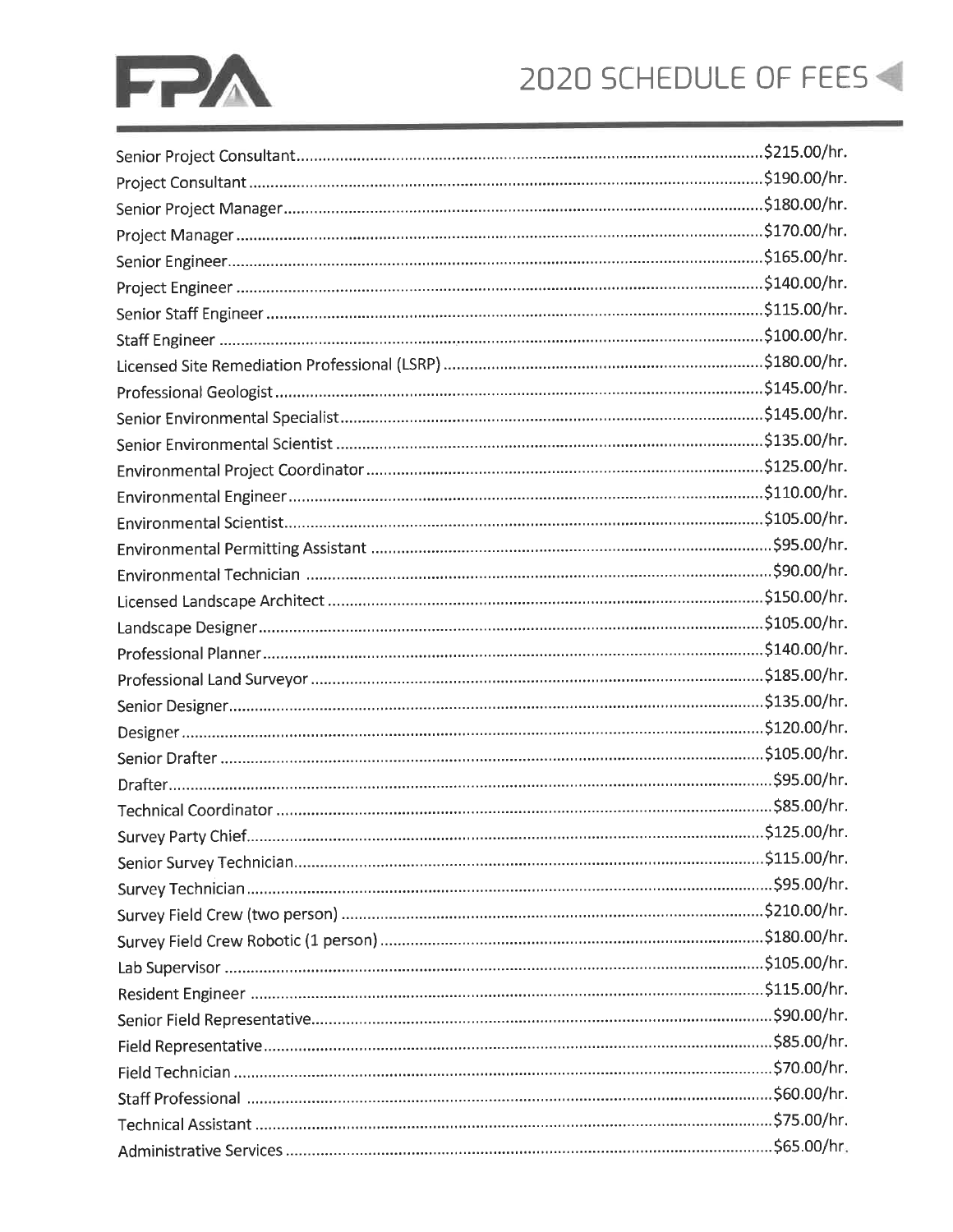# FPA 2020 SCHEDULE OF FEES

| Position | Rate |
|---|---|
| Senior Project Consultant | $215.00/hr. |
| Project Consultant | $190.00/hr. |
| Senior Project Manager | $180.00/hr. |
| Project Manager | $170.00/hr. |
| Senior Engineer | $165.00/hr. |
| Project Engineer | $140.00/hr. |
| Senior Staff Engineer | $115.00/hr. |
| Staff Engineer | $100.00/hr. |
| Licensed Site Remediation Professional (LSRP) | $180.00/hr. |
| Professional Geologist | $145.00/hr. |
| Senior Environmental Specialist | $145.00/hr. |
| Senior Environmental Scientist | $135.00/hr. |
| Environmental Project Coordinator | $125.00/hr. |
| Environmental Engineer | $110.00/hr. |
| Environmental Scientist | $105.00/hr. |
| Environmental Permitting Assistant | $95.00/hr. |
| Environmental Technician | $90.00/hr. |
| Licensed Landscape Architect | $150.00/hr. |
| Landscape Designer | $105.00/hr. |
| Professional Planner | $140.00/hr. |
| Professional Land Surveyor | $185.00/hr. |
| Senior Designer | $135.00/hr. |
| Designer | $120.00/hr. |
| Senior Drafter | $105.00/hr. |
| Drafter | $95.00/hr. |
| Technical Coordinator | $85.00/hr. |
| Survey Party Chief | $125.00/hr. |
| Senior Survey Technician | $115.00/hr. |
| Survey Technician | $95.00/hr. |
| Survey Field Crew (two person) | $210.00/hr. |
| Survey Field Crew Robotic (1 person) | $180.00/hr. |
| Lab Supervisor | $105.00/hr. |
| Resident Engineer | $115.00/hr. |
| Senior Field Representative | $90.00/hr. |
| Field Representative | $85.00/hr. |
| Field Technician | $70.00/hr. |
| Staff Professional | $60.00/hr. |
| Technical Assistant | $75.00/hr. |
| Administrative Services | $65.00/hr. |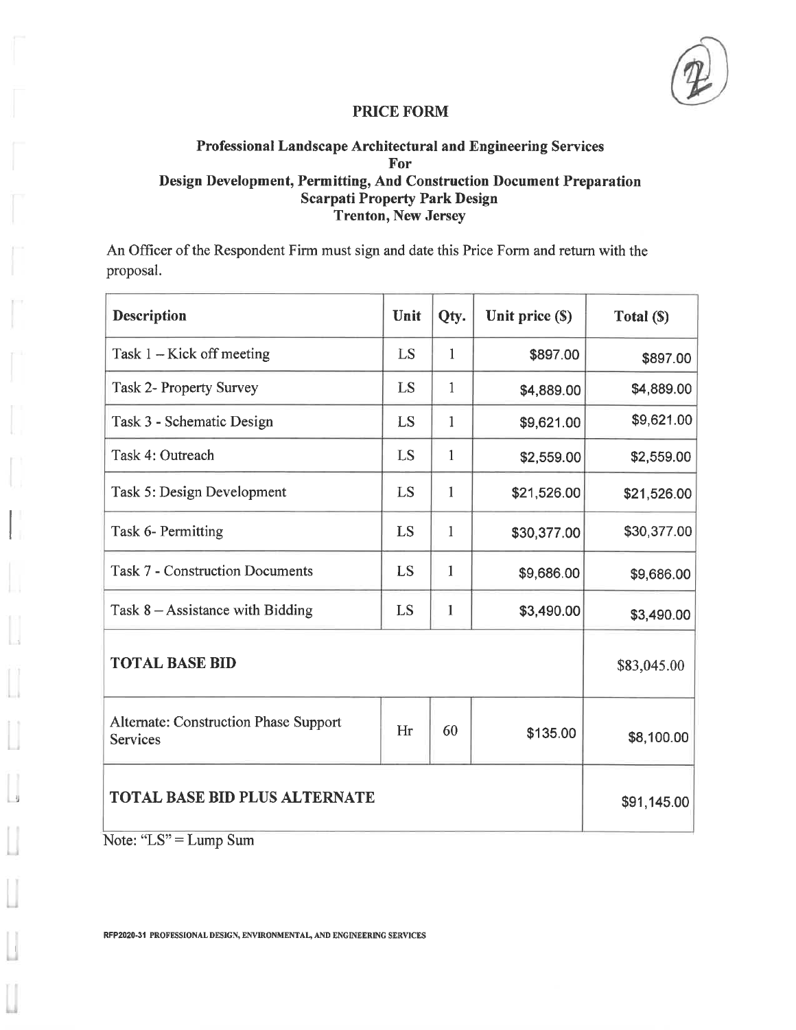## PRICE FORM

### Professional Landscape Architectural and Engineering Services For Design Development, Permitting, And Construction Document Preparation Scarpati Property Park Design Trenton, New Jersey

An Officer of the Respondent Firm must sign and date this Price Form and return with the proposal.

| Description | Unit | Qty. | Unit price ($) | Total ($) |
|---|---|---|---|---|
| Task 1 – Kick off meeting | LS | 1 | $897.00 | $897.00 |
| Task 2- Property Survey | LS | 1 | $4,889.00 | $4,889.00 |
| Task 3 - Schematic Design | LS | 1 | $9,621.00 | $9,621.00 |
| Task 4: Outreach | LS | 1 | $2,559.00 | $2,559.00 |
| Task 5: Design Development | LS | 1 | $21,526.00 | $21,526.00 |
| Task 6- Permitting | LS | 1 | $30,377.00 | $30,377.00 |
| Task 7 - Construction Documents | LS | 1 | $9,686.00 | $9,686.00 |
| Task 8 – Assistance with Bidding | LS | 1 | $3,490.00 | $3,490.00 |
| **TOTAL BASE BID** | | | | $83,045.00 |
| Alternate: Construction Phase Support Services | Hr | 60 | $135.00 | $8,100.00 |
| **TOTAL BASE BID PLUS ALTERNATE** | | | | $91,145.00 |

Note: "LS" = Lump Sum

RFP2020-31 PROFESSIONAL DESIGN, ENVIRONMENTAL, AND ENGINEERING SERVICES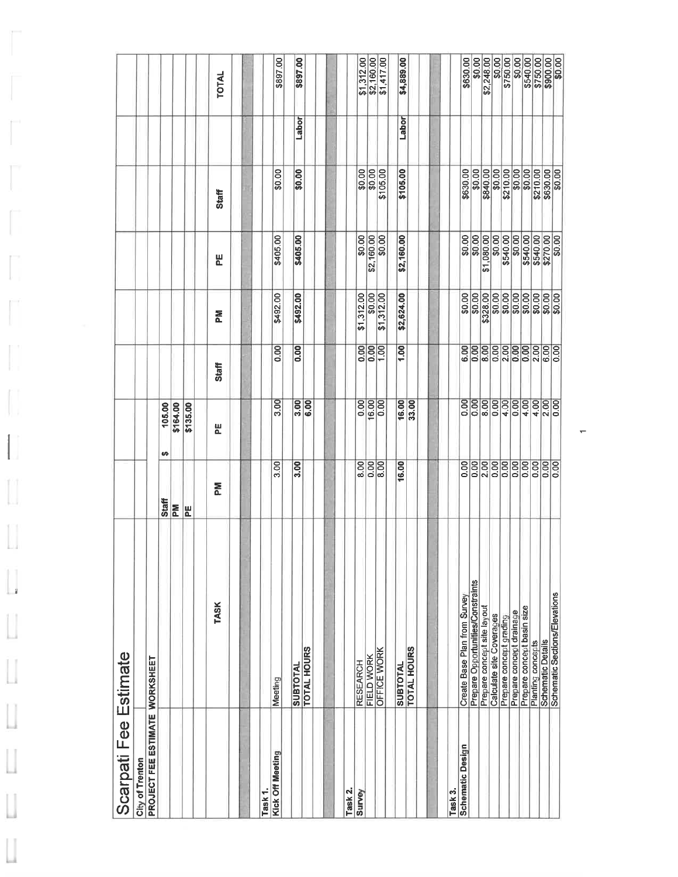# Scarpati Fee Estimate

**City of Trenton**

**PROJECT FEE ESTIMATE WORKSHEET**

| Rate | |
|---|---|
| Staff | $ 105.00 |
| PM | $164.00 |
| PE | $135.00 |

| | TASK | PM | PE | Staff | PM | PE | Staff | | TOTAL |
|---|---|---|---|---|---|---|---|---|---|
| **Task 1.** | | | | | | | | | |
| **Kick Off Meeting** | Meeting | 3.00 | 3.00 | 0.00 | $492.00 | $405.00 | $0.00 | | $897.00 |
| | **SUBTOTAL** | **3.00** | **3.00** | **0.00** | **$492.00** | **$405.00** | **$0.00** | **Labor** | **$897.00** |
| | **TOTAL HOURS** | | **6.00** | | | | | | |
| **Task 2.** | | | | | | | | | |
| **Survey** | RESEARCH | 8.00 | 0.00 | 0.00 | $1,312.00 | $0.00 | $0.00 | | $1,312.00 |
| | FIELD WORK | 0.00 | 16.00 | 0.00 | $0.00 | $2,160.00 | $0.00 | | $2,160.00 |
| | OFFICE WORK | 8.00 | 0.00 | 1.00 | $1,312.00 | $0.00 | $105.00 | | $1,417.00 |
| | **SUBTOTAL** | **16.00** | **16.00** | **1.00** | **$2,624.00** | **$2,160.00** | **$105.00** | **Labor** | **$4,889.00** |
| | **TOTAL HOURS** | | **33.00** | | | | | | |
| **Task 3.** | | | | | | | | | |
| **Schematic Design** | Create Base Plan from Survey | 0.00 | 0.00 | 6.00 | $0.00 | $0.00 | $630.00 | | $630.00 |
| | Prepare Opportunities/Constraints | 0.00 | 0.00 | 0.00 | $0.00 | $0.00 | $0.00 | | $0.00 |
| | Prepare concept site layout | 2.00 | 8.00 | 8.00 | $328.00 | $1,080.00 | $840.00 | | $2,248.00 |
| | Calculate site Coverages | 0.00 | 0.00 | 0.00 | $0.00 | $0.00 | $0.00 | | $0.00 |
| | Prepare concept grading | 0.00 | 4.00 | 2.00 | $0.00 | $540.00 | $210.00 | | $750.00 |
| | Prepare concept drainage | 0.00 | 0.00 | 0.00 | $0.00 | $0.00 | $0.00 | | $0.00 |
| | Prepare concept basin size | 0.00 | 4.00 | 0.00 | $0.00 | $540.00 | $0.00 | | $540.00 |
| | Planting concepts | 0.00 | 4.00 | 2.00 | $0.00 | $540.00 | $210.00 | | $750.00 |
| | Schematic Details | 0.00 | 2.00 | 6.00 | $0.00 | $270.00 | $630.00 | | $900.00 |
| | Schematic Sections/Elevations | 0.00 | 0.00 | 0.00 | $0.00 | $0.00 | $0.00 | | $0.00 |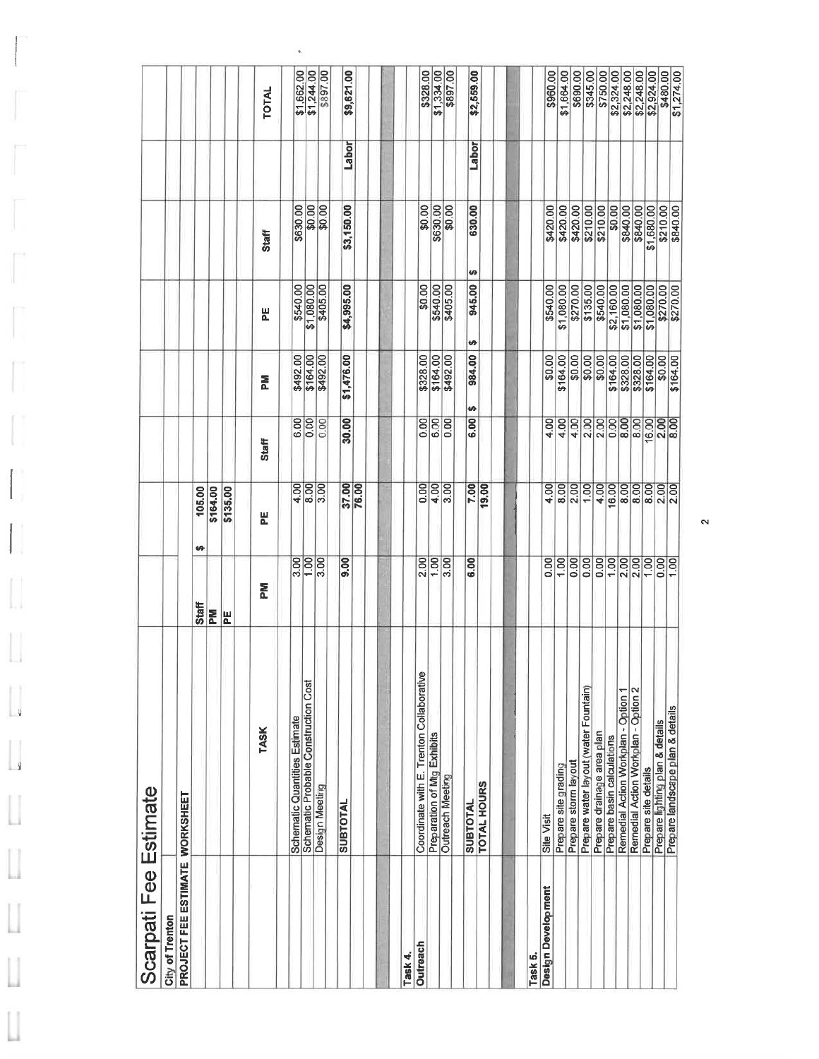# Scarpati Fee Estimate

**City of Trenton**

**PROJECT FEE ESTIMATE WORKSHEET**

| Rate | |
|---|---|
| Staff | $ 105.00 |
| PM | $164.00 |
| PE | $135.00 |

| | TASK | PM | PE | Staff | PM | PE | Staff | | TOTAL |
|---|---|---|---|---|---|---|---|---|---|
| | Schematic Quantities Estimate | 3.00 | 4.00 | 6.00 | $492.00 | $540.00 | $630.00 | | $1,662.00 |
| | Schematic Probable Construction Cost | 1.00 | 8.00 | 0.00 | $164.00 | $1,080.00 | $0.00 | | $1,244.00 |
| | Design Meeting | 3.00 | 3.00 | 0.00 | $492.00 | $405.00 | $0.00 | | $897.00 |
| | SUBTOTAL | 9.00 | 37.00 | 30.00 | $1,476.00 | $4,995.00 | $3,150.00 | Labor | $9,621.00 |
| | | | 76.00 | | | | | | |
| **Task 4.** | | | | | | | | | |
| **Outreach** | Coordinate with E. Trenton Collaborative | 2.00 | 0.00 | 0.00 | $328.00 | $0.00 | $0.00 | | $328.00 |
| | Preparation of Mtg Exhibits | 1.00 | 4.00 | 6.00 | $164.00 | $540.00 | $630.00 | | $1,334.00 |
| | Outreach Meeting | 3.00 | 3.00 | 0.00 | $492.00 | $405.00 | $0.00 | | $897.00 |
| | SUBTOTAL | 6.00 | 7.00 | 6.00 | $ 984.00 | $ 945.00 | $ 630.00 | Labor | $2,559.00 |
| | TOTAL HOURS | | 19.00 | | | | | | |
| **Task 5.** | | | | | | | | | |
| **Design Development** | Site Visit | 0.00 | 4.00 | 4.00 | $0.00 | $540.00 | $420.00 | | $960.00 |
| | Prepare site grading | 1.00 | 8.00 | 4.00 | $164.00 | $1,080.00 | $420.00 | | $1,664.00 |
| | Prepare storm layout | 0.00 | 2.00 | 4.00 | $0.00 | $270.00 | $420.00 | | $690.00 |
| | Prepare water layout (water Fountain) | 0.00 | 1.00 | 2.00 | $0.00 | $135.00 | $210.00 | | $345.00 |
| | Prepare drainage area plan | 0.00 | 4.00 | 2.00 | $0.00 | $540.00 | $210.00 | | $750.00 |
| | Prepare basin calculations | 1.00 | 16.00 | 0.00 | $164.00 | $2,160.00 | $0.00 | | $2,324.00 |
| | Remedial Action Workplan - Option 1 | 2.00 | 8.00 | 8.00 | $328.00 | $1,080.00 | $840.00 | | $2,248.00 |
| | Remedial Action Workplan - Option 2 | 2.00 | 8.00 | 8.00 | $328.00 | $1,080.00 | $840.00 | | $2,248.00 |
| | Prepare site details | 1.00 | 8.00 | 16.00 | $164.00 | $1,080.00 | $1,680.00 | | $2,924.00 |
| | Prepare lighting plan & details | 0.00 | 2.00 | 2.00 | $0.00 | $270.00 | $210.00 | | $480.00 |
| | Prepare landscape plan & details | 1.00 | 2.00 | 8.00 | $164.00 | $270.00 | $840.00 | | $1,274.00 |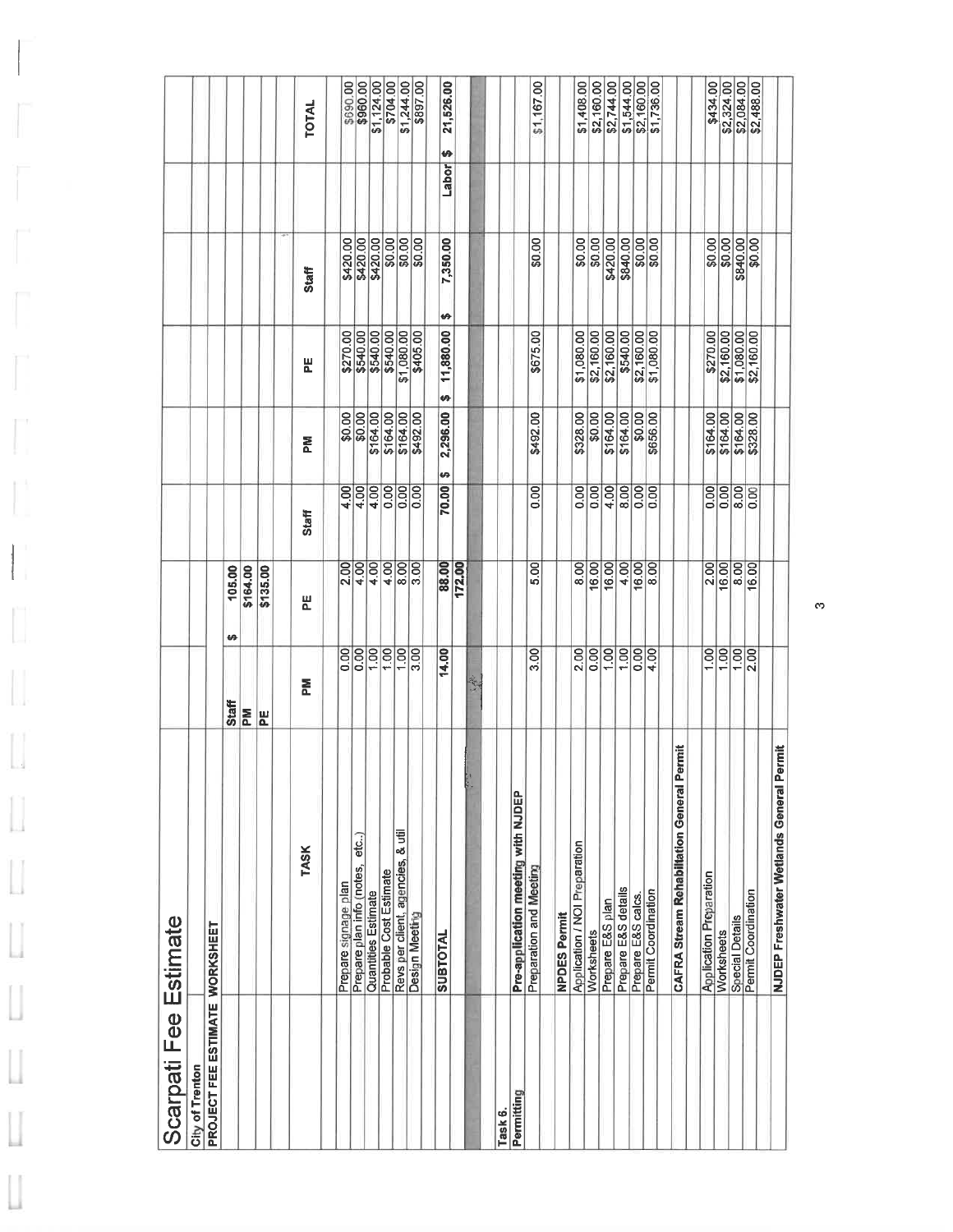# Scarpati Fee Estimate

**City of Trenton**

**PROJECT FEE ESTIMATE WORKSHEET**

| Rate | |
|---|---|
| Staff | $ 105.00 |
| PM | $164.00 |
| PE | $135.00 |

| TASK | PM | PE | Staff | PM | PE | Staff | | TOTAL |
|---|---|---|---|---|---|---|---|---|
| Prepare signage plan | 0.00 | 2.00 | 4.00 | $0.00 | $270.00 | $420.00 | | $690.00 |
| Prepare plan info (notes, etc..) | 0.00 | 4.00 | 4.00 | $0.00 | $540.00 | $420.00 | | $960.00 |
| Quantities Estimate | 1.00 | 4.00 | 4.00 | $164.00 | $540.00 | $420.00 | | $1,124.00 |
| Probable Cost Estimate | 1.00 | 4.00 | 0.00 | $164.00 | $540.00 | $0.00 | | $704.00 |
| Revs per client, agencies, & util | 1.00 | 8.00 | 0.00 | $164.00 | $1,080.00 | $0.00 | | $1,244.00 |
| Design Meeting | 3.00 | 3.00 | 0.00 | $492.00 | $405.00 | $0.00 | | $897.00 |
| **SUBTOTAL** | **14.00** | **88.00** | **70.00** | **$ 2,296.00** | **$ 11,880.00** | **$ 7,350.00** | **Labor** | **$ 21,526.00** |
| | | **172.00** | | | | | | |
| **Task 6. Permitting** | | | | | | | | |
| **Pre-application meeting with NJDEP** | | | | | | | | |
| Preparation and Meeting | 3.00 | 5.00 | 0.00 | $492.00 | $675.00 | $0.00 | | $1,167.00 |
| **NPDES Permit** | | | | | | | | |
| Application / NOI Preparation | 2.00 | 8.00 | 0.00 | $328.00 | $1,080.00 | $0.00 | | $1,408.00 |
| Worksheets | 0.00 | 16.00 | 0.00 | $0.00 | $2,160.00 | $0.00 | | $2,160.00 |
| Prepare E&S plan | 1.00 | 16.00 | 4.00 | $164.00 | $2,160.00 | $420.00 | | $2,744.00 |
| Prepare E&S details | 1.00 | 4.00 | 8.00 | $164.00 | $540.00 | $840.00 | | $1,544.00 |
| Prepare E&S calcs. | 0.00 | 16.00 | 0.00 | $0.00 | $2,160.00 | $0.00 | | $2,160.00 |
| Permit Coordination | 4.00 | 8.00 | 0.00 | $656.00 | $1,080.00 | $0.00 | | $1,736.00 |
| **CAFRA Stream Rehabilitation General Permit** | | | | | | | | |
| Application Preparation | 1.00 | 2.00 | 0.00 | $164.00 | $270.00 | $0.00 | | $434.00 |
| Worksheets | 1.00 | 16.00 | 0.00 | $164.00 | $2,160.00 | $0.00 | | $2,324.00 |
| Special Details | 1.00 | 8.00 | 8.00 | $164.00 | $1,080.00 | $840.00 | | $2,084.00 |
| Permit Coordination | 2.00 | 16.00 | 0.00 | $328.00 | $2,160.00 | $0.00 | | $2,488.00 |
| **NJDEP Freshwater Wetlands General Permit** | | | | | | | | |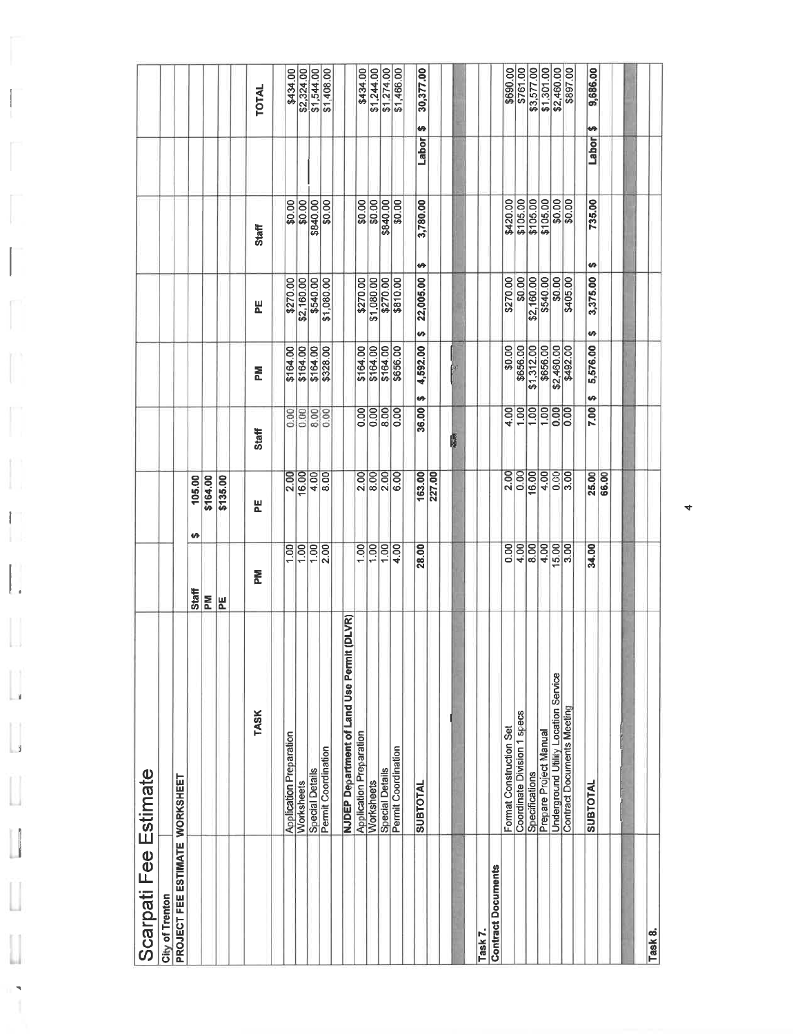# Scarpati Fee Estimate

**City of Trenton**

**PROJECT FEE ESTIMATE WORKSHEET**

| | | | |
|---|---|---|---|
| Staff | $ 105.00 | | |
| PM | $164.00 | | |
| PE | $135.00 | | |

| TASK | PM | PE | Staff | PM | PE | Staff | TOTAL |
|---|---|---|---|---|---|---|---|
| Application Preparation | 1.00 | 2.00 | 0.00 | $164.00 | $270.00 | $0.00 | $434.00 |
| Worksheets | 1.00 | 16.00 | 0.00 | $164.00 | $2,160.00 | $0.00 | $2,324.00 |
| Special Details | 1.00 | 4.00 | 8.00 | $164.00 | $540.00 | $840.00 | $1,544.00 |
| Permit Coordination | 2.00 | 8.00 | 0.00 | $328.00 | $1,080.00 | $0.00 | $1,408.00 |
| **NJDEP Department of Land Use Permit (DLVR)** | | | | | | | |
| Application Preparation | 1.00 | 2.00 | 0.00 | $164.00 | $270.00 | $0.00 | $434.00 |
| Worksheets | 1.00 | 8.00 | 0.00 | $164.00 | $1,080.00 | $0.00 | $1,244.00 |
| Special Details | 1.00 | 2.00 | 8.00 | $164.00 | $270.00 | $840.00 | $1,274.00 |
| Permit Coordination | 4.00 | 6.00 | 0.00 | $656.00 | $810.00 | $0.00 | $1,466.00 |
| **SUBTOTAL** | **28.00** | **163.00** | **36.00** | **$ 4,592.00** | **$ 22,005.00** | **$ 3,780.00** | **Labor $ 30,377.00** |
| | | **227.00** | | | | | |
| **Task 7.** | | | | | | | |
| **Contract Documents** | | | | | | | |
| Format Construction Set | 0.00 | 2.00 | 4.00 | $0.00 | $270.00 | $420.00 | $690.00 |
| Coordinate Division 1 specs | 4.00 | 0.00 | 1.00 | $656.00 | $0.00 | $105.00 | $761.00 |
| Specifications | 8.00 | 16.00 | 1.00 | $1,312.00 | $2,160.00 | $105.00 | $3,577.00 |
| Prepare Project Manual | 4.00 | 4.00 | 1.00 | $656.00 | $540.00 | $105.00 | $1,301.00 |
| Underground Utility Location Service | 15.00 | 0.00 | 0.00 | $2,460.00 | $0.00 | $0.00 | $2,460.00 |
| Contract Documents Meeting | 3.00 | 3.00 | 0.00 | $492.00 | $405.00 | $0.00 | $897.00 |
| **SUBTOTAL** | **34.00** | **25.00** | **7.00** | **$ 5,576.00** | **$ 3,375.00** | **$ 735.00** | **Labor $ 9,686.00** |
| | | **66.00** | | | | | |
| **Task 8.** | | | | | | | |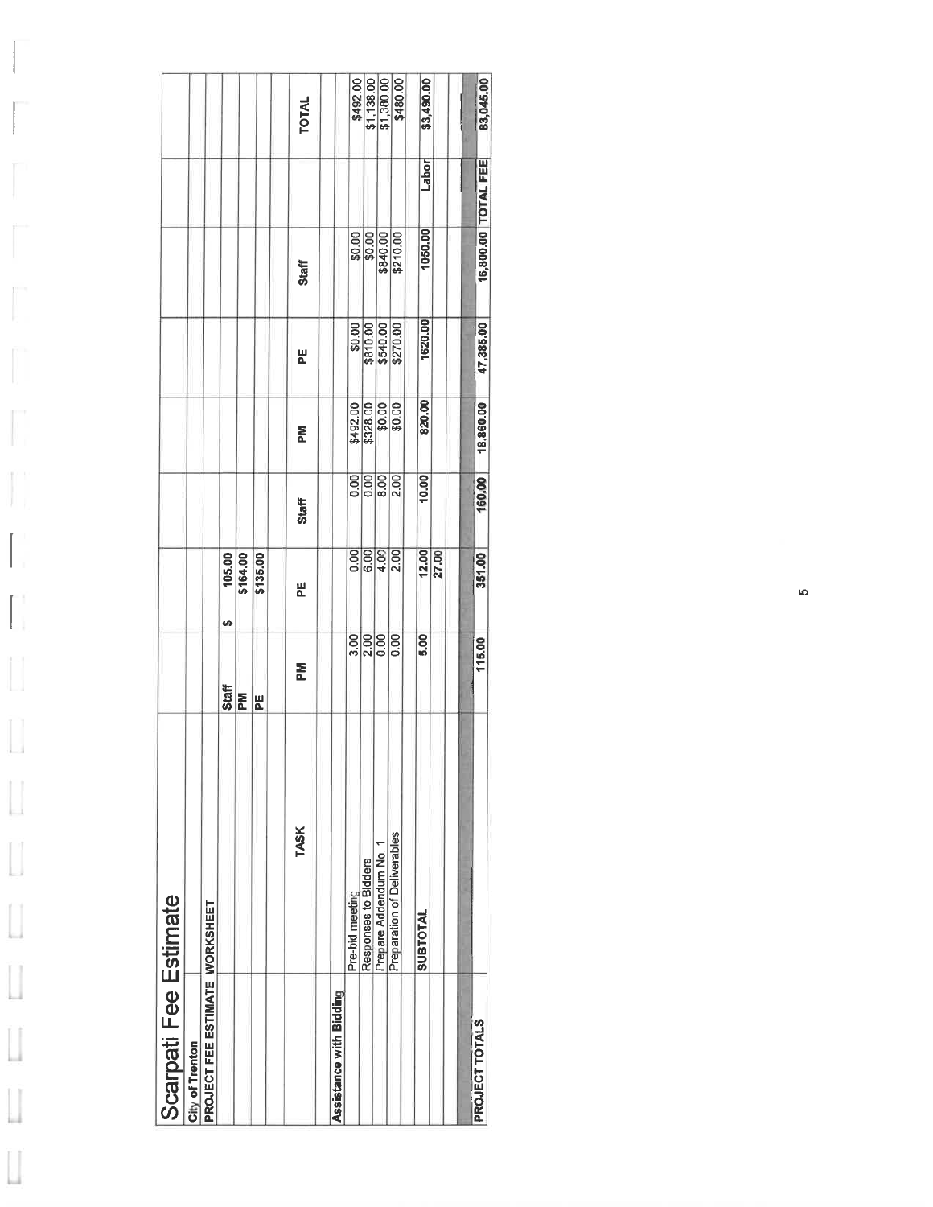# Scarpati Fee Estimate

**City of Trenton**

**PROJECT FEE ESTIMATE WORKSHEET**

| | Rate |
|---|---|
| Staff | $ 105.00 |
| PM | $164.00 |
| PE | $135.00 |

| TASK | PM | PE | Staff | PM | PE | Staff | | TOTAL |
|---|---|---|---|---|---|---|---|---|
| **Assistance with Bidding** | | | | | | | | |
| Pre-bid meeting | 3.00 | 0.00 | 0.00 | $492.00 | $0.00 | $0.00 | | $492.00 |
| Responses to Bidders | 2.00 | 6.00 | 0.00 | $328.00 | $810.00 | $0.00 | | $1,138.00 |
| Prepare Addendum No. 1 | 0.00 | 4.00 | 8.00 | $0.00 | $540.00 | $840.00 | | $1,380.00 |
| Preparation of Deliverables | 0.00 | 2.00 | 2.00 | $0.00 | $270.00 | $210.00 | | $480.00 |
| **SUBTOTAL** | **5.00** | **12.00** | **10.00** | **820.00** | **1620.00** | **1050.00** | Labor | **$3,490.00** |
| | | 27.00 | | | | | | |
| **PROJECT TOTALS** | **115.00** | **351.00** | **160.00** | **18,860.00** | **47,385.00** | **16,800.00** | **TOTAL FEE** | **83,045.00** |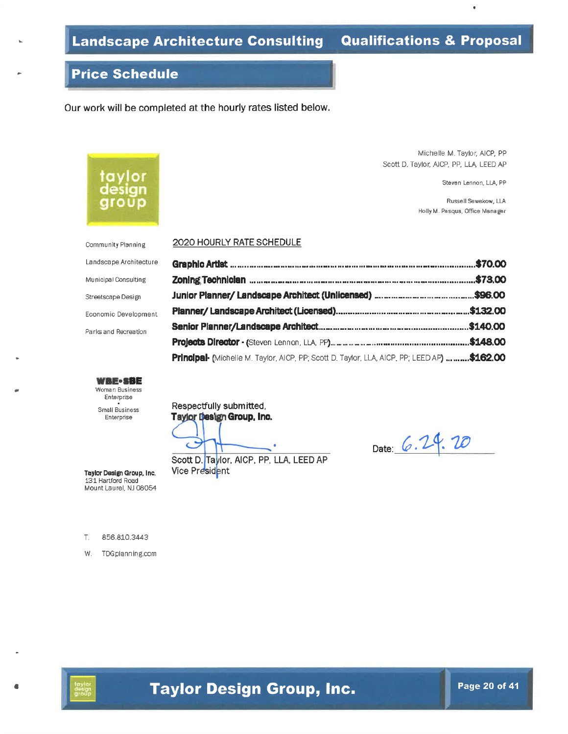# Landscape Architecture Consulting — Qualifications & Proposal

## Price Schedule

Our work will be completed at the hourly rates listed below.

taylor design group

Michelle M. Taylor, AICP, PP
Scott D. Taylor, AICP, PP, LLA, LEED AP
Steven Lennon, LLA, PP
Russell Sewekow, LLA
Holly M. Pasqua, Office Manager

Community Planning
Landscape Architecture
Municipal Consulting
Streetscape Design
Economic Development
Parks and Recreation

2020 HOURLY RATE SCHEDULE

| Position | Rate |
|---|---|
| **Graphic Artist** | **$70.00** |
| **Zoning Technician** | **$73.00** |
| **Junior Planner/ Landscape Architect (Unlicensed)** | **$96.00** |
| **Planner/ Landscape Architect (Licensed)** | **$132.00** |
| **Senior Planner/Landscape Architect** | **$140.00** |
| **Projects Director** - (Steven Lennon, LLA, PP) | **$148.00** |
| **Principal**- (Michelle M. Taylor, AICP, PP; Scott D. Taylor, LLA, AICP, PP, LEED AP) | **$162.00** |

**WBE•SBE**
Woman Business Enterprise
•
Small Business Enterprise

Respectfully submitted,
**Taylor Design Group, Inc.**

Scott D. Taylor, AICP, PP, LLA, LEED AP
Vice President

Date: 6.24.20

**Taylor Design Group, Inc.**
131 Hartford Road
Mount Laurel, NJ 08054

T. 856.810.3443
W. TDGplanning.com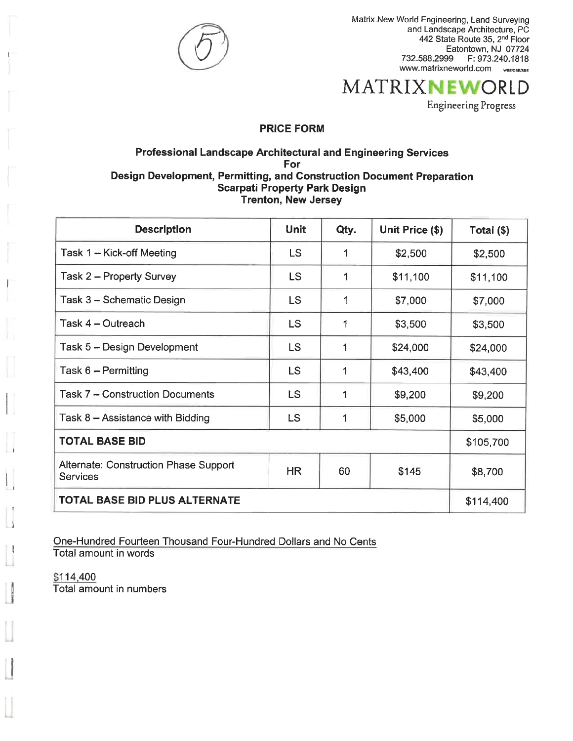Matrix New World Engineering, Land Surveying and Landscape Architecture, PC
442 State Route 35, 2nd Floor
Eatontown, NJ 07724
732.588.2999 F: 973.240.1818
www.matrixneworld.com WBE/DBE/SBE

MATRIXNEWORLD
Engineering Progress

(5)

## PRICE FORM

### Professional Landscape Architectural and Engineering Services For Design Development, Permitting, and Construction Document Preparation Scarpati Property Park Design Trenton, New Jersey

| Description | Unit | Qty. | Unit Price ($) | Total ($) |
|---|---|---|---|---|
| Task 1 – Kick-off Meeting | LS | 1 | $2,500 | $2,500 |
| Task 2 – Property Survey | LS | 1 | $11,100 | $11,100 |
| Task 3 – Schematic Design | LS | 1 | $7,000 | $7,000 |
| Task 4 – Outreach | LS | 1 | $3,500 | $3,500 |
| Task 5 – Design Development | LS | 1 | $24,000 | $24,000 |
| Task 6 – Permitting | LS | 1 | $43,400 | $43,400 |
| Task 7 – Construction Documents | LS | 1 | $9,200 | $9,200 |
| Task 8 – Assistance with Bidding | LS | 1 | $5,000 | $5,000 |
| **TOTAL BASE BID** | | | | $105,700 |
| Alternate: Construction Phase Support Services | HR | 60 | $145 | $8,700 |
| **TOTAL BASE BID PLUS ALTERNATE** | | | | $114,400 |

One-Hundred Fourteen Thousand Four-Hundred Dollars and No Cents
Total amount in words

$114,400
Total amount in numbers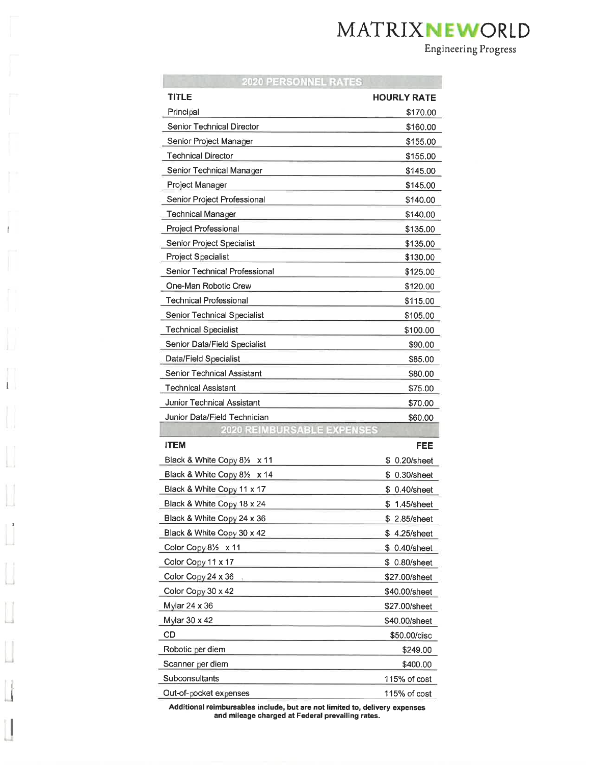MATRIX NEWORLD

Engineering Progress

## 2020 PERSONNEL RATES

| TITLE | HOURLY RATE |
|---|---|
| Principal | $170.00 |
| Senior Technical Director | $160.00 |
| Senior Project Manager | $155.00 |
| Technical Director | $155.00 |
| Senior Technical Manager | $145.00 |
| Project Manager | $145.00 |
| Senior Project Professional | $140.00 |
| Technical Manager | $140.00 |
| Project Professional | $135.00 |
| Senior Project Specialist | $135.00 |
| Project Specialist | $130.00 |
| Senior Technical Professional | $125.00 |
| One-Man Robotic Crew | $120.00 |
| Technical Professional | $115.00 |
| Senior Technical Specialist | $105.00 |
| Technical Specialist | $100.00 |
| Senior Data/Field Specialist | $90.00 |
| Data/Field Specialist | $85.00 |
| Senior Technical Assistant | $80.00 |
| Technical Assistant | $75.00 |
| Junior Technical Assistant | $70.00 |
| Junior Data/Field Technician | $60.00 |

## 2020 REIMBURSABLE EXPENSES

| ITEM | FEE |
|---|---|
| Black & White Copy 8½ x 11 | $ 0.20/sheet |
| Black & White Copy 8½ x 14 | $ 0.30/sheet |
| Black & White Copy 11 x 17 | $ 0.40/sheet |
| Black & White Copy 18 x 24 | $ 1.45/sheet |
| Black & White Copy 24 x 36 | $ 2.85/sheet |
| Black & White Copy 30 x 42 | $ 4.25/sheet |
| Color Copy 8½ x 11 | $ 0.40/sheet |
| Color Copy 11 x 17 | $ 0.80/sheet |
| Color Copy 24 x 36 | $27.00/sheet |
| Color Copy 30 x 42 | $40.00/sheet |
| Mylar 24 x 36 | $27.00/sheet |
| Mylar 30 x 42 | $40.00/sheet |
| CD | $50.00/disc |
| Robotic per diem | $249.00 |
| Scanner per diem | $400.00 |
| Subconsultants | 115% of cost |
| Out-of-pocket expenses | 115% of cost |

**Additional reimbursables include, but are not limited to, delivery expenses and mileage charged at Federal prevailing rates.**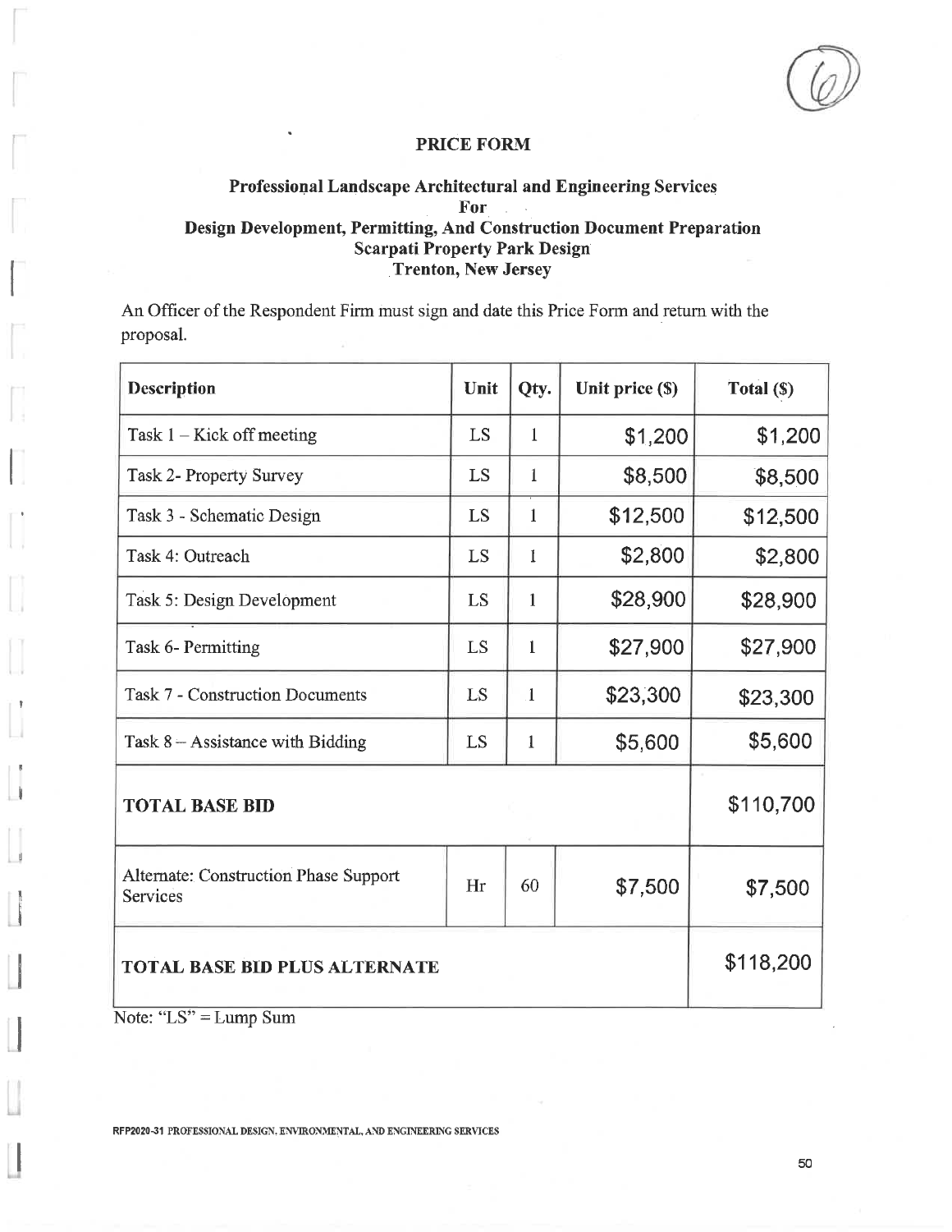## PRICE FORM

### Professional Landscape Architectural and Engineering Services
### For
### Design Development, Permitting, And Construction Document Preparation
### Scarpati Property Park Design
### Trenton, New Jersey

An Officer of the Respondent Firm must sign and date this Price Form and return with the proposal.

| Description | Unit | Qty. | Unit price ($) | Total ($) |
|---|---|---|---|---|
| Task 1 – Kick off meeting | LS | 1 | $1,200 | $1,200 |
| Task 2- Property Survey | LS | 1 | $8,500 | $8,500 |
| Task 3 - Schematic Design | LS | 1 | $12,500 | $12,500 |
| Task 4: Outreach | LS | 1 | $2,800 | $2,800 |
| Task 5: Design Development | LS | 1 | $28,900 | $28,900 |
| Task 6- Permitting | LS | 1 | $27,900 | $27,900 |
| Task 7 - Construction Documents | LS | 1 | $23,300 | $23,300 |
| Task 8 – Assistance with Bidding | LS | 1 | $5,600 | $5,600 |
| **TOTAL BASE BID** | | | | $110,700 |
| Alternate: Construction Phase Support Services | Hr | 60 | $7,500 | $7,500 |
| **TOTAL BASE BID PLUS ALTERNATE** | | | | $118,200 |

Note: "LS" = Lump Sum

RFP2020-31 PROFESSIONAL DESIGN, ENVIRONMENTAL, AND ENGINEERING SERVICES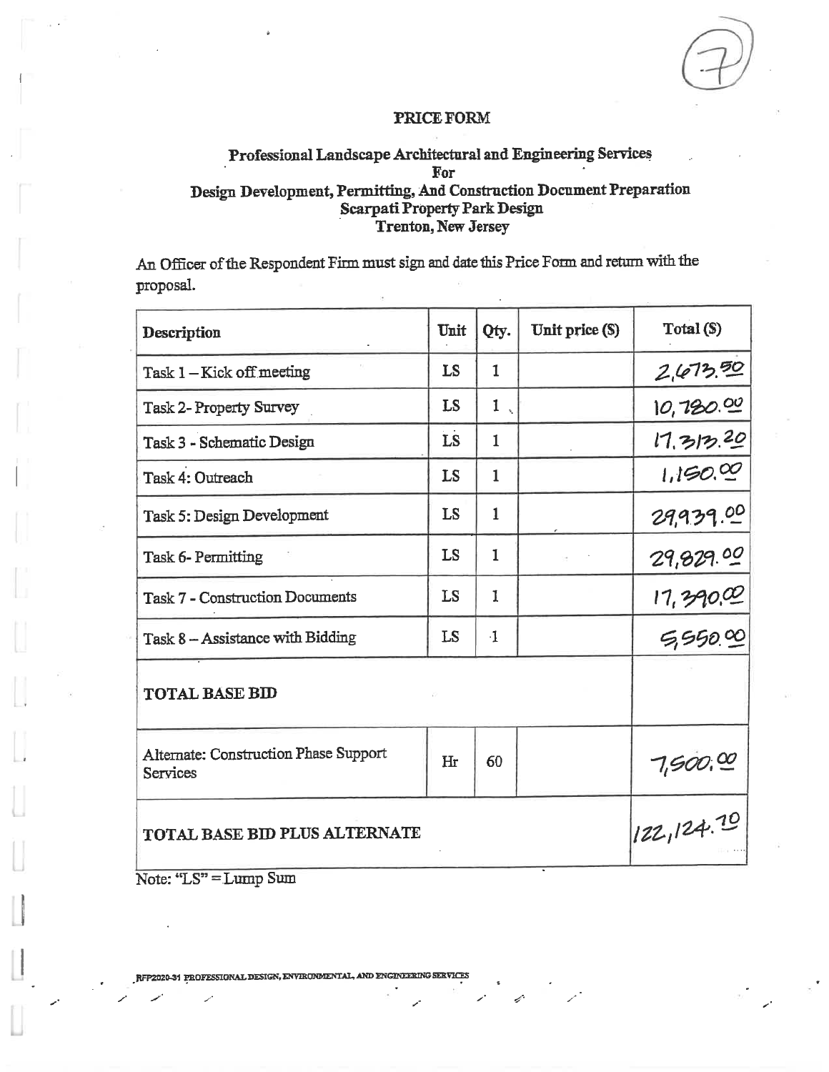# PRICE FORM

## Professional Landscape Architectural and Engineering Services
## For
## Design Development, Permitting, And Construction Document Preparation
## Scarpati Property Park Design
## Trenton, New Jersey

An Officer of the Respondent Firm must sign and date this Price Form and return with the proposal.

| Description | Unit | Qty. | Unit price ($) | Total ($) |
|---|---|---|---|---|
| Task 1 – Kick off meeting | LS | 1 | | 2,673.50 |
| Task 2- Property Survey | LS | 1 | | 10,780.00 |
| Task 3 - Schematic Design | LS | 1 | | 17,313.20 |
| Task 4: Outreach | LS | 1 | | 1,150.00 |
| Task 5: Design Development | LS | 1 | | 29,939.00 |
| Task 6- Permitting | LS | 1 | | 29,829.00 |
| Task 7 - Construction Documents | LS | 1 | | 17,390.00 |
| Task 8 – Assistance with Bidding | LS | 1 | | 5,550.00 |
| **TOTAL BASE BID** | | | | |
| Alternate: Construction Phase Support Services | Hr | 60 | | 7,500.00 |
| **TOTAL BASE BID PLUS ALTERNATE** | | | | 122,124.70 |

Note: "LS" = Lump Sum

RFP2020-31 PROFESSIONAL DESIGN, ENVIRONMENTAL, AND ENGINEERING SERVICES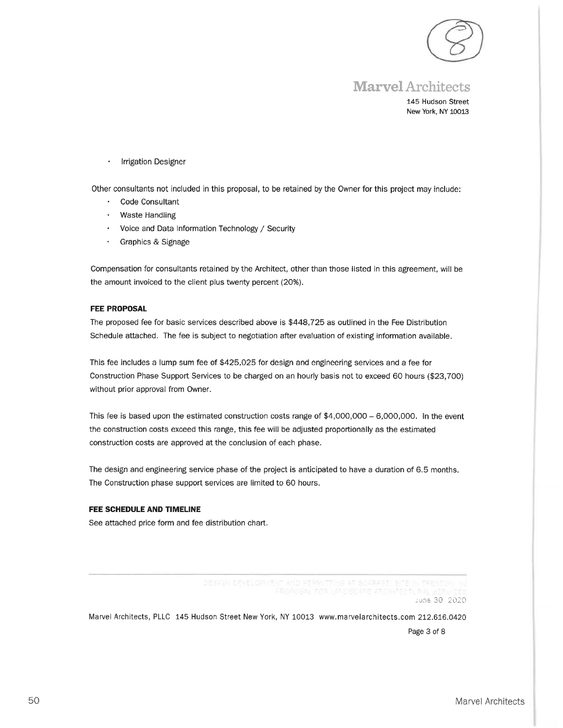- Irrigation Designer

Other consultants not included in this proposal, to be retained by the Owner for this project may include:

- Code Consultant
- Waste Handling
- Voice and Data Information Technology / Security
- Graphics & Signage

Compensation for consultants retained by the Architect, other than those listed in this agreement, will be the amount invoiced to the client plus twenty percent (20%).

**FEE PROPOSAL**

The proposed fee for basic services described above is $448,725 as outlined in the Fee Distribution Schedule attached. The fee is subject to negotiation after evaluation of existing information available.

This fee includes a lump sum fee of $425,025 for design and engineering services and a fee for Construction Phase Support Services to be charged on an hourly basis not to exceed 60 hours ($23,700) without prior approval from Owner.

This fee is based upon the estimated construction costs range of $4,000,000 – 6,000,000. In the event the construction costs exceed this range, this fee will be adjusted proportionally as the estimated construction costs are approved at the conclusion of each phase.

The design and engineering service phase of the project is anticipated to have a duration of 6.5 months. The Construction phase support services are limited to 60 hours.

**FEE SCHEDULE AND TIMELINE**

See attached price form and fee distribution chart.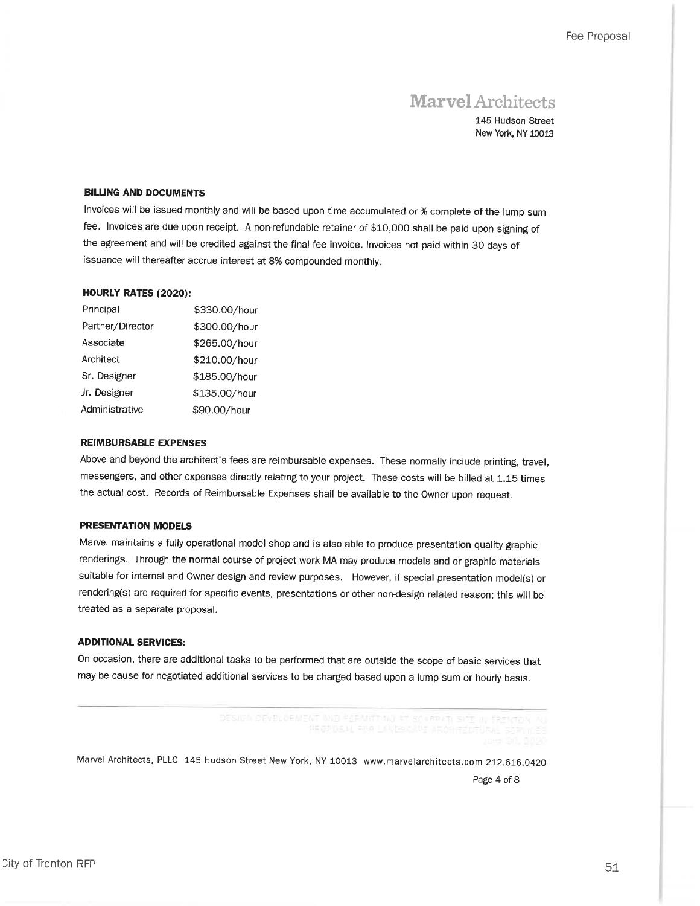Marvel Architects

145 Hudson Street
New York, NY 10013

**BILLING AND DOCUMENTS**

Invoices will be issued monthly and will be based upon time accumulated or % complete of the lump sum fee. Invoices are due upon receipt. A non-refundable retainer of $10,000 shall be paid upon signing of the agreement and will be credited against the final fee invoice. Invoices not paid within 30 days of issuance will thereafter accrue interest at 8% compounded monthly.

**HOURLY RATES (2020):**

| | |
|---|---|
| Principal | $330.00/hour |
| Partner/Director | $300.00/hour |
| Associate | $265.00/hour |
| Architect | $210.00/hour |
| Sr. Designer | $185.00/hour |
| Jr. Designer | $135.00/hour |
| Administrative | $90.00/hour |

**REIMBURSABLE EXPENSES**

Above and beyond the architect's fees are reimbursable expenses. These normally include printing, travel, messengers, and other expenses directly relating to your project. These costs will be billed at 1.15 times the actual cost. Records of Reimbursable Expenses shall be available to the Owner upon request.

**PRESENTATION MODELS**

Marvel maintains a fully operational model shop and is also able to produce presentation quality graphic renderings. Through the normal course of project work MA may produce models and or graphic materials suitable for internal and Owner design and review purposes. However, if special presentation model(s) or rendering(s) are required for specific events, presentations or other non-design related reason; this will be treated as a separate proposal.

**ADDITIONAL SERVICES:**

On occasion, there are additional tasks to be performed that are outside the scope of basic services that may be cause for negotiated additional services to be charged based upon a lump sum or hourly basis.